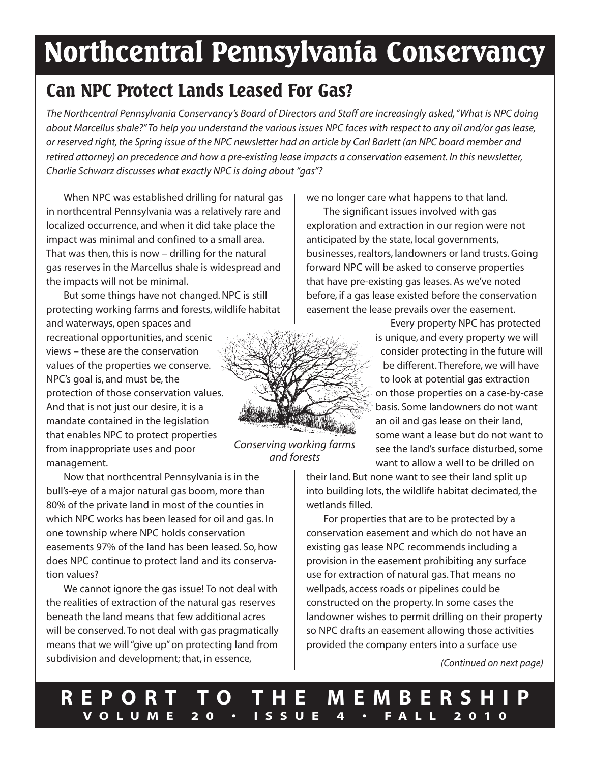# Northcentral Pennsylvania Conservancy

## Can NPC Protect Lands Leased For Gas?

*The Northcentral Pennsylvania Conservancy's Board of Directors and Staff are increasingly asked, "What is NPC doing about Marcellus shale?" To help you understand the various issues NPC faces with respect to any oil and/or gas lease, or reserved right, the Spring issue of the NPC newsletter had an article by Carl Barlett (an NPC board member and retired attorney) on precedence and how a pre-existing lease impacts a conservation easement. In this newsletter, Charlie Schwarz discusses what exactly NPC is doing about "gas"?*

When NPC was established drilling for natural gas in northcentral Pennsylvania was a relatively rare and localized occurrence, and when it did take place the impact was minimal and confined to a small area. That was then, this is now – drilling for the natural gas reserves in the Marcellus shale is widespread and the impacts will not be minimal.

But some things have not changed. NPC is still protecting working farms and forests, wildlife habitat and waterways, open spaces and recreational opportunities, and scenic views – these are the conservation values of the properties we conserve. NPC's goal is, and must be, the protection of those conservation values. And that is not just our desire, it is a mandate contained in the legislation that enables NPC to protect properties from inappropriate uses and poor management.

*Conserving working farms and forests*

Now that northcentral Pennsylvania is in the bull's-eye of a major natural gas boom, more than 80% of the private land in most of the counties in which NPC works has been leased for oil and gas. In one township where NPC holds conservation easements 97% of the land has been leased. So, how does NPC continue to protect land and its conservation values?

We cannot ignore the gas issue! To not deal with the realities of extraction of the natural gas reserves beneath the land means that few additional acres will be conserved. To not deal with gas pragmatically means that we will "give up" on protecting land from subdivision and development; that, in essence, we no longer care what happens to that land.

The significant issues involved with gas exploration and extraction in our region were not anticipated by the state, local governments, businesses, realtors, landowners or land trusts. Going forward NPC will be asked to conserve properties that have pre-existing gas leases. As we've noted before, if a gas lease existed before the conservation easement the lease prevails over the easement.

Every property NPC has protected is unique, and every property we will consider protecting in the future will be different. Therefore, we will have to look at potential gas extraction on those properties on a case-by-case basis. Some landowners do not want an oil and gas lease on their land, some want a lease but do not want to see the land's surface disturbed, some want to allow a well to be drilled on their land. But none want to see their land split up into building lots, the wildlife habitat decimated, the wetlands filled.

For properties that are to be protected by a conservation easement and which do not have an existing gas lease NPC recommends including a provision in the easement prohibiting any surface use for extraction of natural gas. That means no wellpads, access roads or pipelines could be constructed on the property. In some cases the landowner wishes to permit drilling on their property so NPC drafts an easement allowing those activities provided the company enters into a surface use

*(Continued on next page)*

**REPORT TO THE MEMBERSHIP**
**VOLUME 20 • ISSUE 4 • FALL 2010**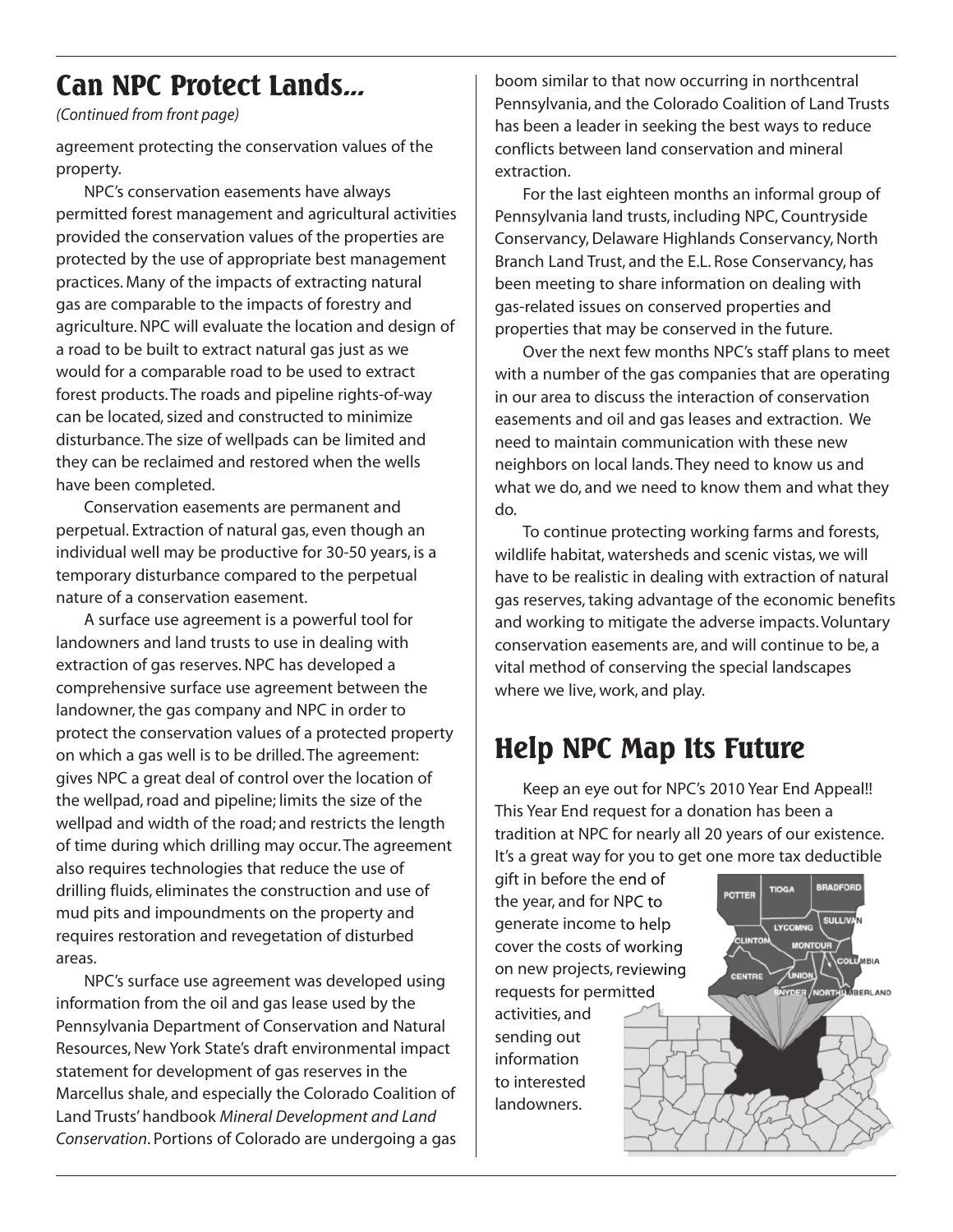## Can NPC Protect Lands...

*(Continued from front page)*

agreement protecting the conservation values of the property.

NPC's conservation easements have always permitted forest management and agricultural activities provided the conservation values of the properties are protected by the use of appropriate best management practices. Many of the impacts of extracting natural gas are comparable to the impacts of forestry and agriculture. NPC will evaluate the location and design of a road to be built to extract natural gas just as we would for a comparable road to be used to extract forest products. The roads and pipeline rights-of-way can be located, sized and constructed to minimize disturbance. The size of wellpads can be limited and they can be reclaimed and restored when the wells have been completed.

Conservation easements are permanent and perpetual. Extraction of natural gas, even though an individual well may be productive for 30-50 years, is a temporary disturbance compared to the perpetual nature of a conservation easement.

A surface use agreement is a powerful tool for landowners and land trusts to use in dealing with extraction of gas reserves. NPC has developed a comprehensive surface use agreement between the landowner, the gas company and NPC in order to protect the conservation values of a protected property on which a gas well is to be drilled. The agreement: gives NPC a great deal of control over the location of the wellpad, road and pipeline; limits the size of the wellpad and width of the road; and restricts the length of time during which drilling may occur. The agreement also requires technologies that reduce the use of drilling fluids, eliminates the construction and use of mud pits and impoundments on the property and requires restoration and revegetation of disturbed areas.

NPC's surface use agreement was developed using information from the oil and gas lease used by the Pennsylvania Department of Conservation and Natural Resources, New York State's draft environmental impact statement for development of gas reserves in the Marcellus shale, and especially the Colorado Coalition of Land Trusts' handbook *Mineral Development and Land Conservation*. Portions of Colorado are undergoing a gas boom similar to that now occurring in northcentral Pennsylvania, and the Colorado Coalition of Land Trusts has been a leader in seeking the best ways to reduce conflicts between land conservation and mineral extraction.

For the last eighteen months an informal group of Pennsylvania land trusts, including NPC, Countryside Conservancy, Delaware Highlands Conservancy, North Branch Land Trust, and the E.L. Rose Conservancy, has been meeting to share information on dealing with gas-related issues on conserved properties and properties that may be conserved in the future.

Over the next few months NPC's staff plans to meet with a number of the gas companies that are operating in our area to discuss the interaction of conservation easements and oil and gas leases and extraction. We need to maintain communication with these new neighbors on local lands. They need to know us and what we do, and we need to know them and what they do.

To continue protecting working farms and forests, wildlife habitat, watersheds and scenic vistas, we will have to be realistic in dealing with extraction of natural gas reserves, taking advantage of the economic benefits and working to mitigate the adverse impacts. Voluntary conservation easements are, and will continue to be, a vital method of conserving the special landscapes where we live, work, and play.

## Help NPC Map Its Future

Keep an eye out for NPC's 2010 Year End Appeal!! This Year End request for a donation has been a tradition at NPC for nearly all 20 years of our existence. It's a great way for you to get one more tax deductible gift in before the end of the year, and for NPC to generate income to help cover the costs of working on new projects, reviewing requests for permitted activities, and sending out information to interested landowners.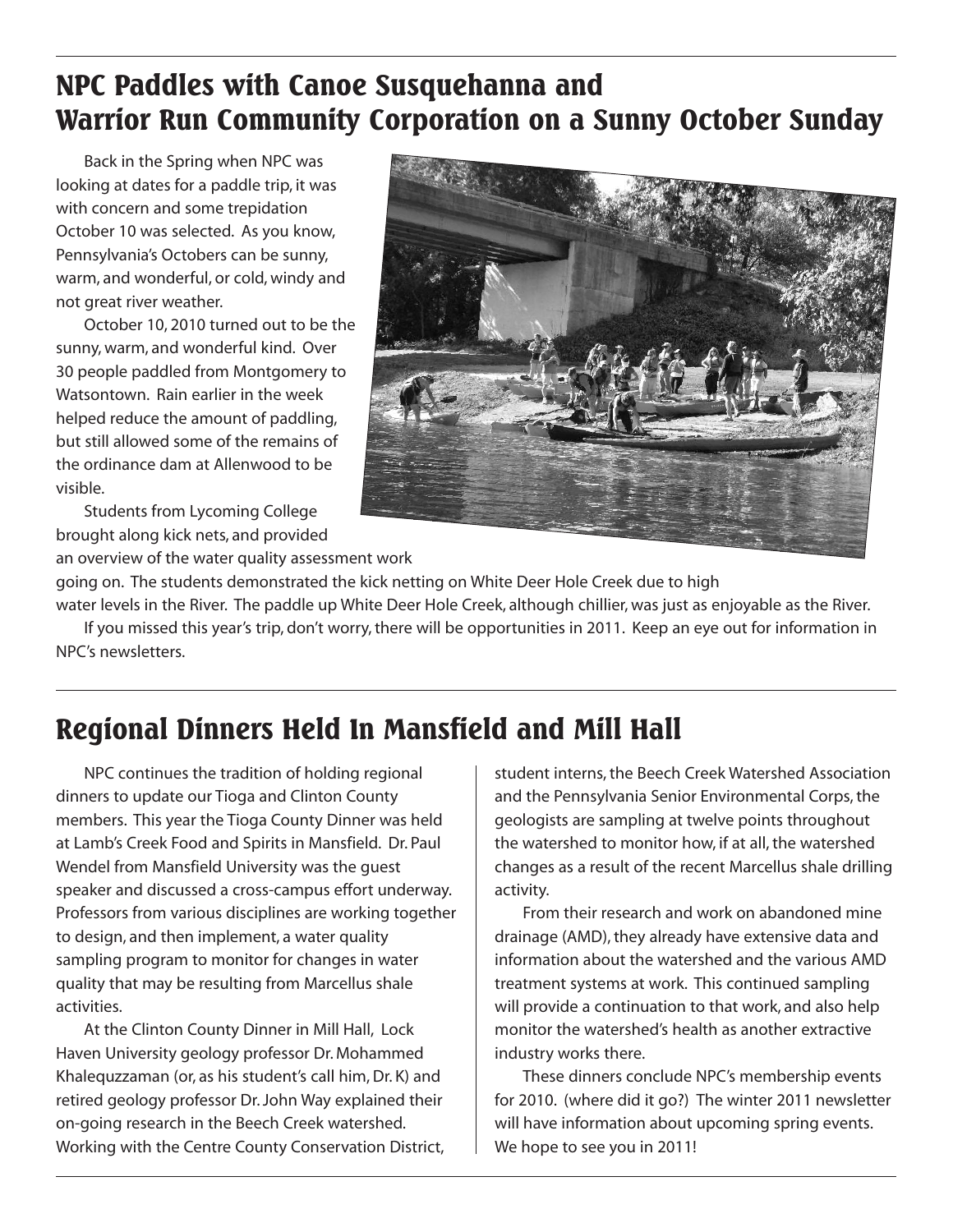## NPC Paddles with Canoe Susquehanna and Warrior Run Community Corporation on a Sunny October Sunday

Back in the Spring when NPC was looking at dates for a paddle trip, it was with concern and some trepidation October 10 was selected. As you know, Pennsylvania's Octobers can be sunny, warm, and wonderful, or cold, windy and not great river weather.

October 10, 2010 turned out to be the sunny, warm, and wonderful kind. Over 30 people paddled from Montgomery to Watsontown. Rain earlier in the week helped reduce the amount of paddling, but still allowed some of the remains of the ordinance dam at Allenwood to be visible.

Students from Lycoming College brought along kick nets, and provided an overview of the water quality assessment work going on. The students demonstrated the kick netting on White Deer Hole Creek due to high water levels in the River. The paddle up White Deer Hole Creek, although chillier, was just as enjoyable as the River.

If you missed this year's trip, don't worry, there will be opportunities in 2011. Keep an eye out for information in NPC's newsletters.

## Regional Dinners Held In Mansfield and Mill Hall

NPC continues the tradition of holding regional dinners to update our Tioga and Clinton County members. This year the Tioga County Dinner was held at Lamb's Creek Food and Spirits in Mansfield. Dr. Paul Wendel from Mansfield University was the guest speaker and discussed a cross-campus effort underway. Professors from various disciplines are working together to design, and then implement, a water quality sampling program to monitor for changes in water quality that may be resulting from Marcellus shale activities.

At the Clinton County Dinner in Mill Hall, Lock Haven University geology professor Dr. Mohammed Khalequzzaman (or, as his student's call him, Dr. K) and retired geology professor Dr. John Way explained their on-going research in the Beech Creek watershed. Working with the Centre County Conservation District, student interns, the Beech Creek Watershed Association and the Pennsylvania Senior Environmental Corps, the geologists are sampling at twelve points throughout the watershed to monitor how, if at all, the watershed changes as a result of the recent Marcellus shale drilling activity.

From their research and work on abandoned mine drainage (AMD), they already have extensive data and information about the watershed and the various AMD treatment systems at work. This continued sampling will provide a continuation to that work, and also help monitor the watershed's health as another extractive industry works there.

These dinners conclude NPC's membership events for 2010. (where did it go?) The winter 2011 newsletter will have information about upcoming spring events. We hope to see you in 2011!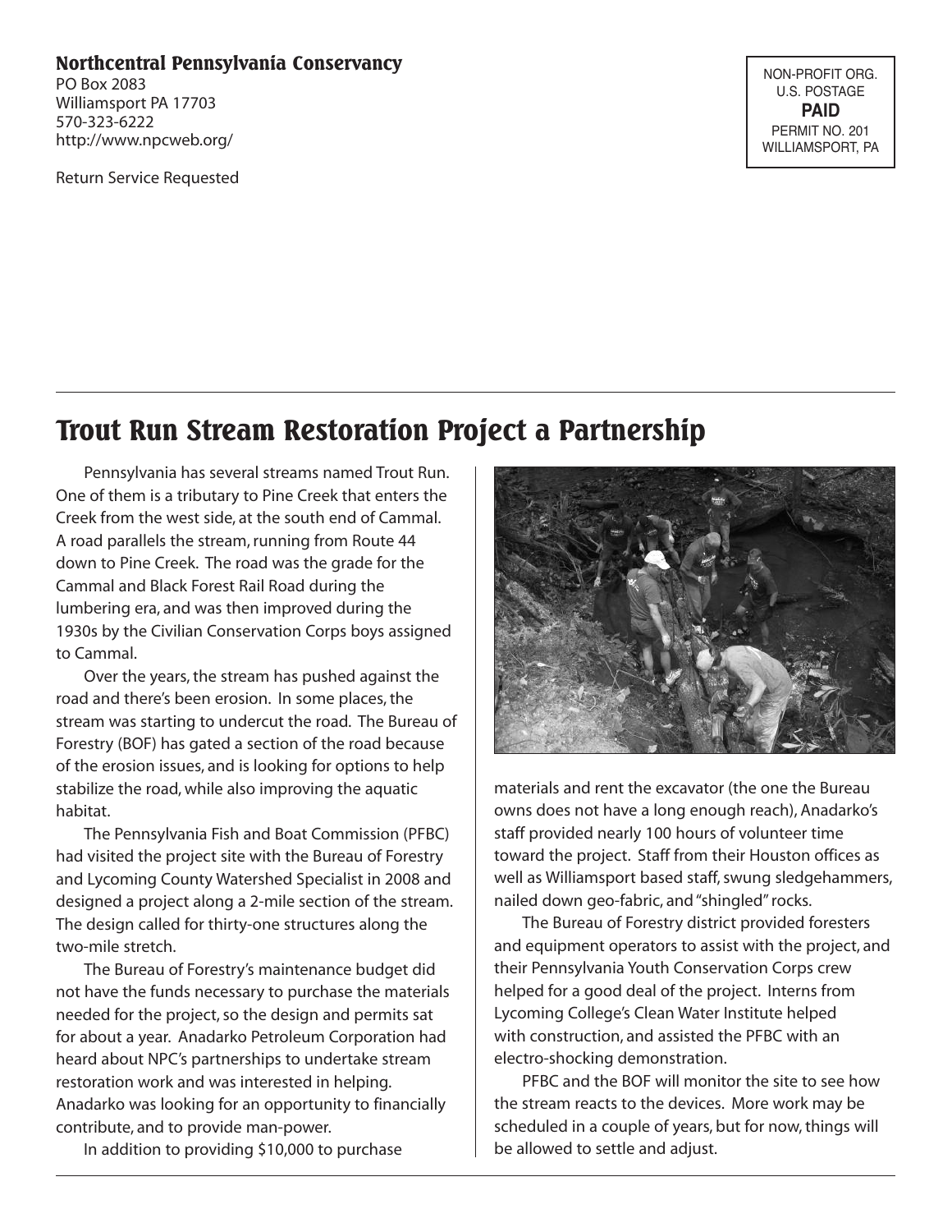**Northcentral Pennsylvania Conservancy**
PO Box 2083
Williamsport PA 17703
570-323-6222
http://www.npcweb.org/

Return Service Requested

NON-PROFIT ORG.
U.S. POSTAGE
**PAID**
PERMIT NO. 201
WILLIAMSPORT, PA

# Trout Run Stream Restoration Project a Partnership

Pennsylvania has several streams named Trout Run. One of them is a tributary to Pine Creek that enters the Creek from the west side, at the south end of Cammal. A road parallels the stream, running from Route 44 down to Pine Creek. The road was the grade for the Cammal and Black Forest Rail Road during the lumbering era, and was then improved during the 1930s by the Civilian Conservation Corps boys assigned to Cammal.

Over the years, the stream has pushed against the road and there's been erosion. In some places, the stream was starting to undercut the road. The Bureau of Forestry (BOF) has gated a section of the road because of the erosion issues, and is looking for options to help stabilize the road, while also improving the aquatic habitat.

The Pennsylvania Fish and Boat Commission (PFBC) had visited the project site with the Bureau of Forestry and Lycoming County Watershed Specialist in 2008 and designed a project along a 2-mile section of the stream. The design called for thirty-one structures along the two-mile stretch.

The Bureau of Forestry's maintenance budget did not have the funds necessary to purchase the materials needed for the project, so the design and permits sat for about a year. Anadarko Petroleum Corporation had heard about NPC's partnerships to undertake stream restoration work and was interested in helping. Anadarko was looking for an opportunity to financially contribute, and to provide man-power.

In addition to providing $10,000 to purchase materials and rent the excavator (the one the Bureau owns does not have a long enough reach), Anadarko's staff provided nearly 100 hours of volunteer time toward the project. Staff from their Houston offices as well as Williamsport based staff, swung sledgehammers, nailed down geo-fabric, and "shingled" rocks.

The Bureau of Forestry district provided foresters and equipment operators to assist with the project, and their Pennsylvania Youth Conservation Corps crew helped for a good deal of the project. Interns from Lycoming College's Clean Water Institute helped with construction, and assisted the PFBC with an electro-shocking demonstration.

PFBC and the BOF will monitor the site to see how the stream reacts to the devices. More work may be scheduled in a couple of years, but for now, things will be allowed to settle and adjust.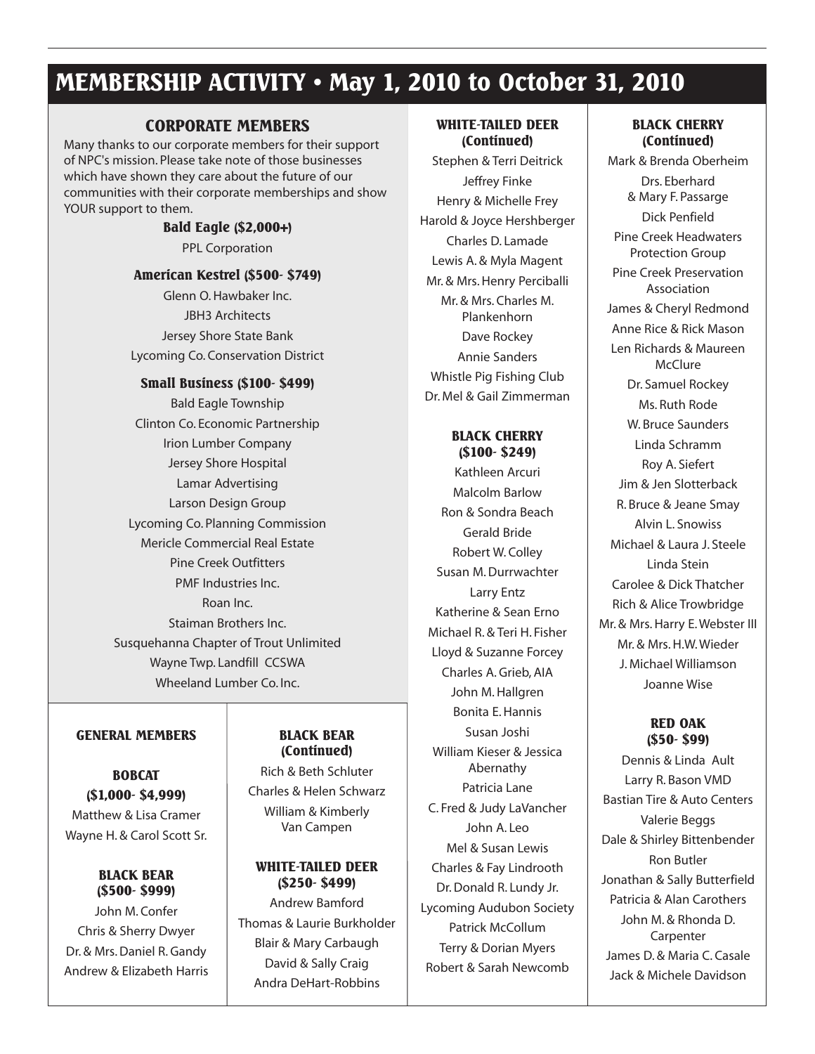# MEMBERSHIP ACTIVITY • May 1, 2010 to October 31, 2010

## CORPORATE MEMBERS

Many thanks to our corporate members for their support of NPC's mission. Please take note of those businesses which have shown they care about the future of our communities with their corporate memberships and show YOUR support to them.

### Bald Eagle ($2,000+)

PPL Corporation

### American Kestrel ($500- $749)

Glenn O. Hawbaker Inc.
JBH3 Architects
Jersey Shore State Bank
Lycoming Co. Conservation District

### Small Business ($100- $499)

Bald Eagle Township
Clinton Co. Economic Partnership
Irion Lumber Company
Jersey Shore Hospital
Lamar Advertising
Larson Design Group
Lycoming Co. Planning Commission
Mericle Commercial Real Estate
Pine Creek Outfitters
PMF Industries Inc.
Roan Inc.
Staiman Brothers Inc.
Susquehanna Chapter of Trout Unlimited
Wayne Twp. Landfill CCSWA
Wheeland Lumber Co. Inc.

## GENERAL MEMBERS

### BOBCAT ($1,000- $4,999)

Matthew & Lisa Cramer
Wayne H. & Carol Scott Sr.

### BLACK BEAR ($500- $999)

John M. Confer
Chris & Sherry Dwyer
Dr. & Mrs. Daniel R. Gandy
Andrew & Elizabeth Harris
Rich & Beth Schluter
Charles & Helen Schwarz
William & Kimberly Van Campen

### WHITE-TAILED DEER ($250- $499)

Andrew Bamford
Thomas & Laurie Burkholder
Blair & Mary Carbaugh
David & Sally Craig
Andra DeHart-Robbins
Stephen & Terri Deitrick
Jeffrey Finke
Henry & Michelle Frey
Harold & Joyce Hershberger
Charles D. Lamade
Lewis A. & Myla Magent
Mr. & Mrs. Henry Perciballi
Mr. & Mrs. Charles M. Plankenhorn
Dave Rockey
Annie Sanders
Whistle Pig Fishing Club
Dr. Mel & Gail Zimmerman

### BLACK CHERRY ($100- $249)

Kathleen Arcuri
Malcolm Barlow
Ron & Sondra Beach
Gerald Bride
Robert W. Colley
Susan M. Durrwachter
Larry Entz
Katherine & Sean Erno
Michael R. & Teri H. Fisher
Lloyd & Suzanne Forcey
Charles A. Grieb, AIA
John M. Hallgren
Bonita E. Hannis
Susan Joshi
William Kieser & Jessica Abernathy
Patricia Lane
C. Fred & Judy LaVancher
John A. Leo
Mel & Susan Lewis
Charles & Fay Lindrooth
Dr. Donald R. Lundy Jr.
Lycoming Audubon Society
Patrick McCollum
Terry & Dorian Myers
Robert & Sarah Newcomb
Mark & Brenda Oberheim
Drs. Eberhard & Mary F. Passarge
Dick Penfield
Pine Creek Headwaters Protection Group
Pine Creek Preservation Association
James & Cheryl Redmond
Anne Rice & Rick Mason
Len Richards & Maureen McClure
Dr. Samuel Rockey
Ms. Ruth Rode
W. Bruce Saunders
Linda Schramm
Roy A. Siefert
Jim & Jen Slotterback
R. Bruce & Jeane Smay
Alvin L. Snowiss
Michael & Laura J. Steele
Linda Stein
Carolee & Dick Thatcher
Rich & Alice Trowbridge
Mr. & Mrs. Harry E. Webster III
Mr. & Mrs. H.W. Wieder
J. Michael Williamson
Joanne Wise

### RED OAK ($50- $99)

Dennis & Linda Ault
Larry R. Bason VMD
Bastian Tire & Auto Centers
Valerie Beggs
Dale & Shirley Bittenbender
Ron Butler
Jonathan & Sally Butterfield
Patricia & Alan Carothers
John M. & Rhonda D. Carpenter
James D. & Maria C. Casale
Jack & Michele Davidson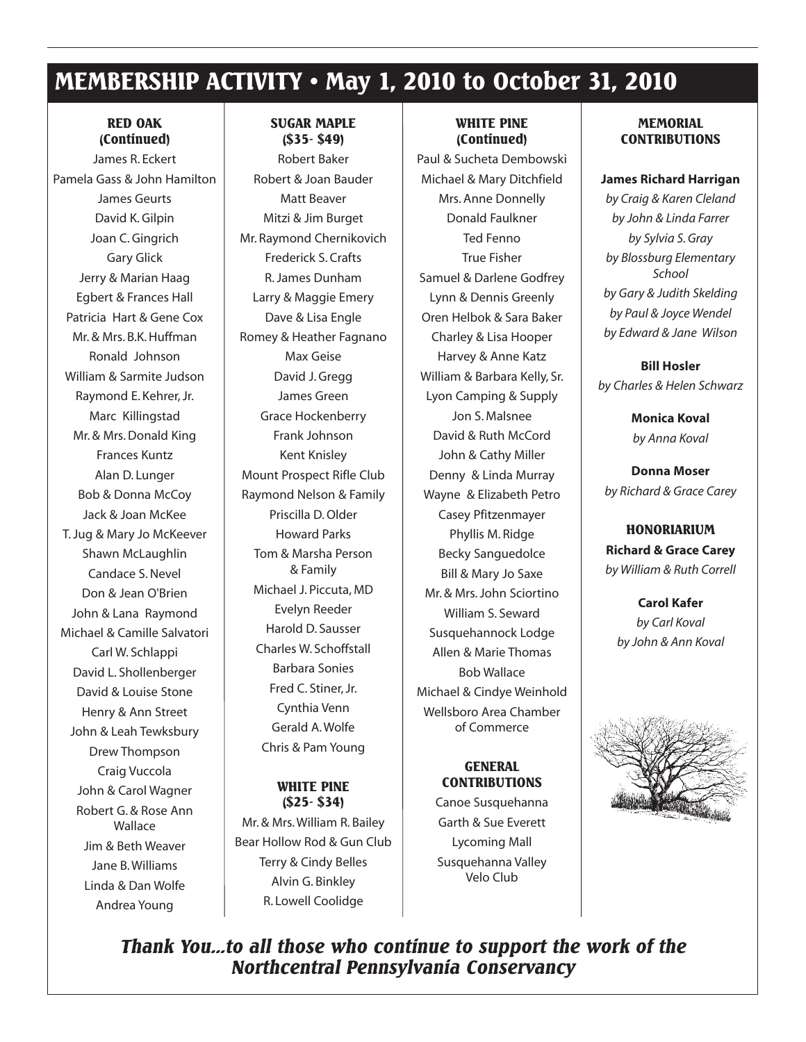# MEMBERSHIP ACTIVITY • May 1, 2010 to October 31, 2010

### RED OAK (Continued)

James R. Eckert
Pamela Gass & John Hamilton
James Geurts
David K. Gilpin
Joan C. Gingrich
Gary Glick
Jerry & Marian Haag
Egbert & Frances Hall
Patricia Hart & Gene Cox
Mr. & Mrs. B.K. Huffman
Ronald Johnson
William & Sarmite Judson
Raymond E. Kehrer, Jr.
Marc Killingstad
Mr. & Mrs. Donald King
Frances Kuntz
Alan D. Lunger
Bob & Donna McCoy
Jack & Joan McKee
T. Jug & Mary Jo McKeever
Shawn McLaughlin
Candace S. Nevel
Don & Jean O'Brien
John & Lana Raymond
Michael & Camille Salvatori
Carl W. Schlappi
David L. Shollenberger
David & Louise Stone
Henry & Ann Street
John & Leah Tewksbury
Drew Thompson
Craig Vuccola
John & Carol Wagner
Robert G. & Rose Ann Wallace
Jim & Beth Weaver
Jane B. Williams
Linda & Dan Wolfe
Andrea Young

### SUGAR MAPLE ($35- $49)

Robert Baker
Robert & Joan Bauder
Matt Beaver
Mitzi & Jim Burget
Mr. Raymond Chernikovich
Frederick S. Crafts
R. James Dunham
Larry & Maggie Emery
Dave & Lisa Engle
Romey & Heather Fagnano
Max Geise
David J. Gregg
James Green
Grace Hockenberry
Frank Johnson
Kent Knisley
Mount Prospect Rifle Club
Raymond Nelson & Family
Priscilla D. Older
Howard Parks
Tom & Marsha Person & Family
Michael J. Piccuta, MD
Evelyn Reeder
Harold D. Sausser
Charles W. Schoffstall
Barbara Sonies
Fred C. Stiner, Jr.
Cynthia Venn
Gerald A. Wolfe
Chris & Pam Young

### WHITE PINE ($25- $34)

Mr. & Mrs. William R. Bailey
Bear Hollow Rod & Gun Club
Terry & Cindy Belles
Alvin G. Binkley
R. Lowell Coolidge

### WHITE PINE (Continued)

Paul & Sucheta Dembowski
Michael & Mary Ditchfield
Mrs. Anne Donnelly
Donald Faulkner
Ted Fenno
True Fisher
Samuel & Darlene Godfrey
Lynn & Dennis Greenly
Oren Helbok & Sara Baker
Charley & Lisa Hooper
Harvey & Anne Katz
William & Barbara Kelly, Sr.
Lyon Camping & Supply
Jon S. Malsnee
David & Ruth McCord
John & Cathy Miller
Denny & Linda Murray
Wayne & Elizabeth Petro
Casey Pfitzenmayer
Phyllis M. Ridge
Becky Sanguedolce
Bill & Mary Jo Saxe
Mr. & Mrs. John Sciortino
William S. Seward
Susquehannock Lodge
Allen & Marie Thomas
Bob Wallace
Michael & Cindye Weinhold
Wellsboro Area Chamber of Commerce

### GENERAL CONTRIBUTIONS

Canoe Susquehanna
Garth & Sue Everett
Lycoming Mall
Susquehanna Valley Velo Club

### MEMORIAL CONTRIBUTIONS

**James Richard Harrigan**
*by Craig & Karen Cleland*
*by John & Linda Farrer*
*by Sylvia S. Gray*
*by Blossburg Elementary School*
*by Gary & Judith Skelding*
*by Paul & Joyce Wendel*
*by Edward & Jane Wilson*

**Bill Hosler**
*by Charles & Helen Schwarz*

**Monica Koval**
*by Anna Koval*

**Donna Moser**
*by Richard & Grace Carey*

### HONORIARIUM

**Richard & Grace Carey**
*by William & Ruth Correll*

**Carol Kafer**
*by Carl Koval*
*by John & Ann Koval*

***Thank You...to all those who continue to support the work of the Northcentral Pennsylvania Conservancy***